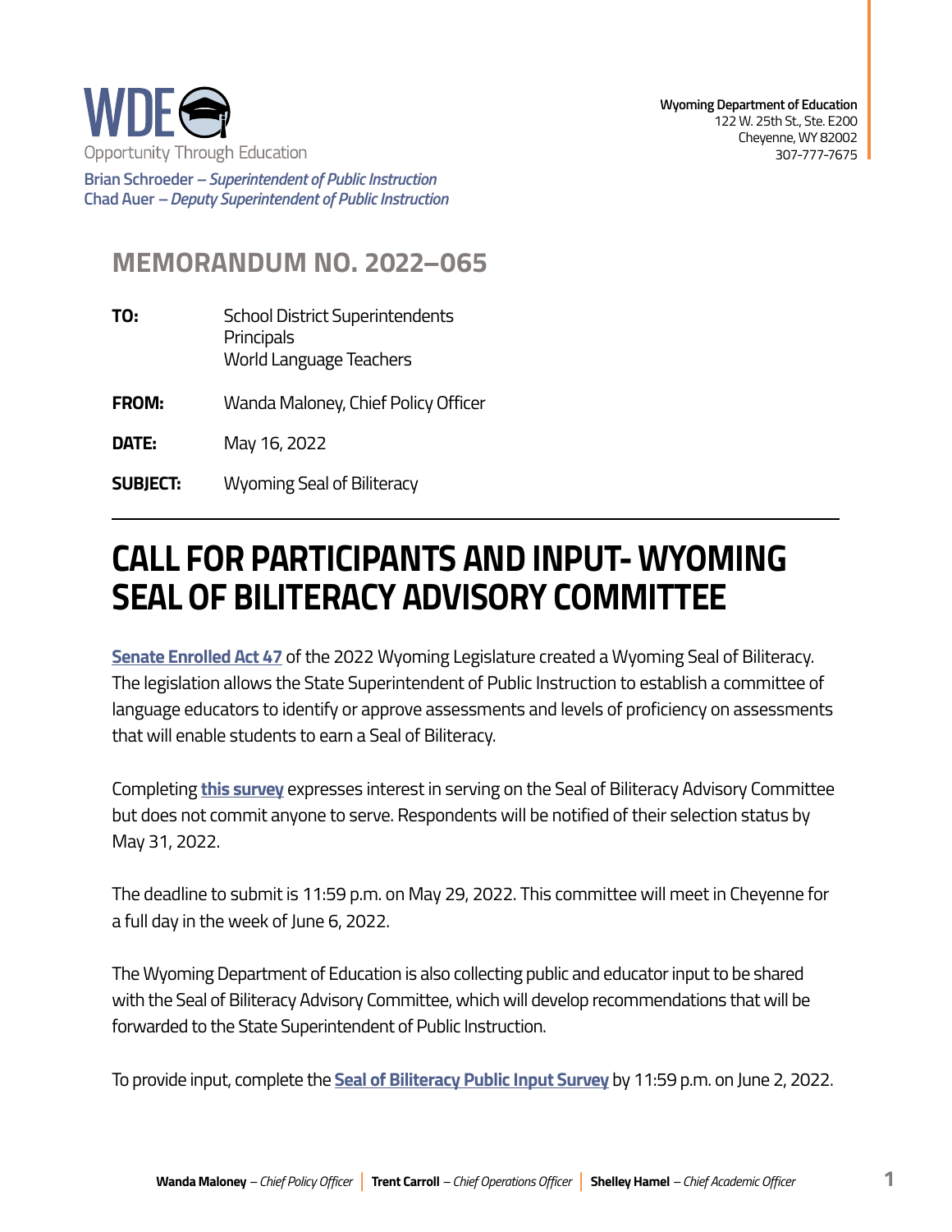WDE

Opportunity Through Education

**Brian Schroeder** – *Superintendent of Public Instruction*
**Chad Auer** – *Deputy Superintendent of Public Instruction*

**Wyoming Department of Education**
122 W. 25th St., Ste. E200
Cheyenne, WY 82002
307-777-7675

## MEMORANDUM NO. 2022–065

**TO:** School District Superintendents
Principals
World Language Teachers

**FROM:** Wanda Maloney, Chief Policy Officer

**DATE:** May 16, 2022

**SUBJECT:** Wyoming Seal of Biliteracy

# CALL FOR PARTICIPANTS AND INPUT- WYOMING SEAL OF BILITERACY ADVISORY COMMITTEE

**Senate Enrolled Act 47** of the 2022 Wyoming Legislature created a Wyoming Seal of Biliteracy. The legislation allows the State Superintendent of Public Instruction to establish a committee of language educators to identify or approve assessments and levels of proficiency on assessments that will enable students to earn a Seal of Biliteracy.

Completing **this survey** expresses interest in serving on the Seal of Biliteracy Advisory Committee but does not commit anyone to serve. Respondents will be notified of their selection status by May 31, 2022.

The deadline to submit is 11:59 p.m. on May 29, 2022. This committee will meet in Cheyenne for a full day in the week of June 6, 2022.

The Wyoming Department of Education is also collecting public and educator input to be shared with the Seal of Biliteracy Advisory Committee, which will develop recommendations that will be forwarded to the State Superintendent of Public Instruction.

To provide input, complete the **Seal of Biliteracy Public Input Survey** by 11:59 p.m. on June 2, 2022.

**Wanda Maloney** – *Chief Policy Officer* | **Trent Carroll** – *Chief Operations Officer* | **Shelley Hamel** – *Chief Academic Officer*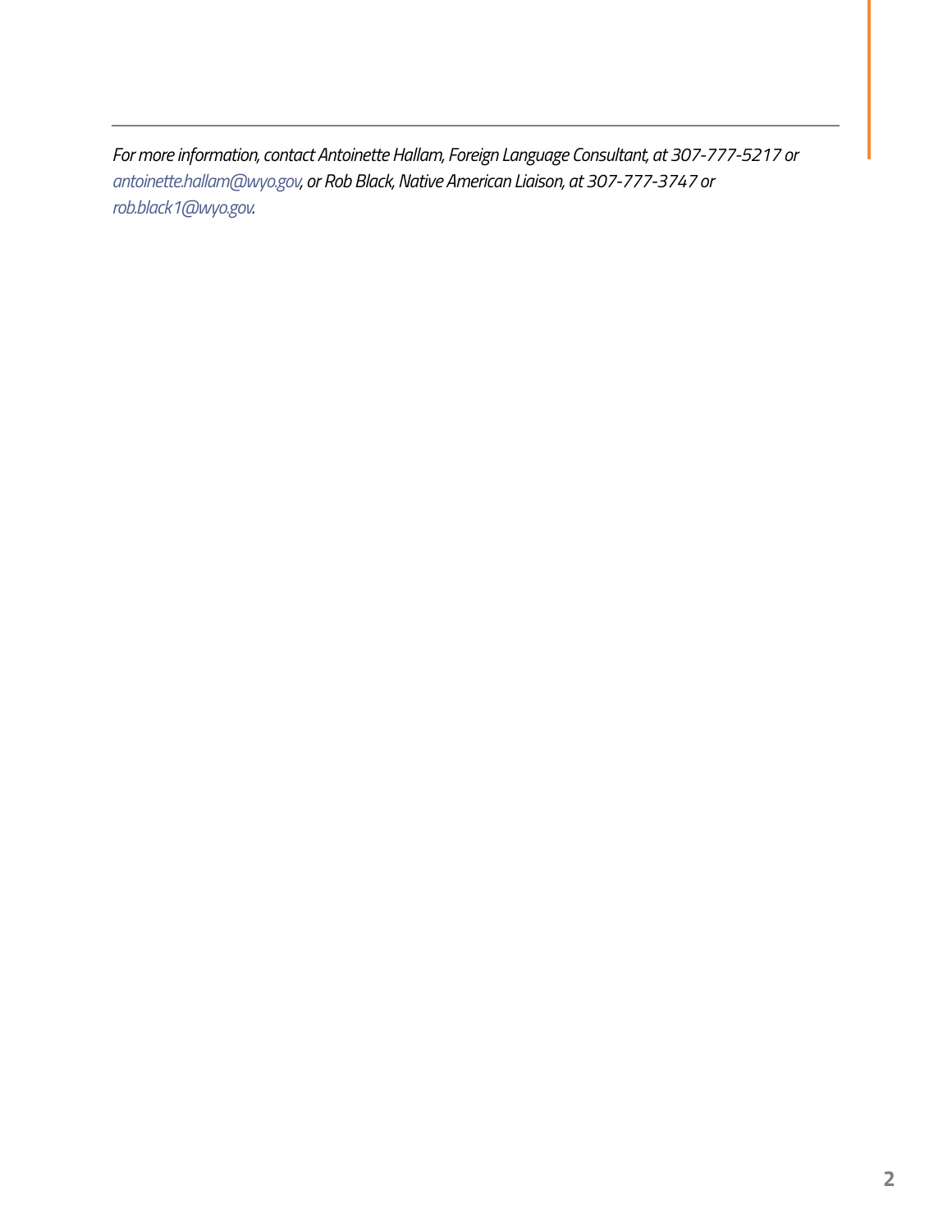---

*For more information, contact Antoinette Hallam, Foreign Language Consultant, at 307-777-5217 or antoinette.hallam@wyo.gov, or Rob Black, Native American Liaison, at 307-777-3747 or rob.black1@wyo.gov.*